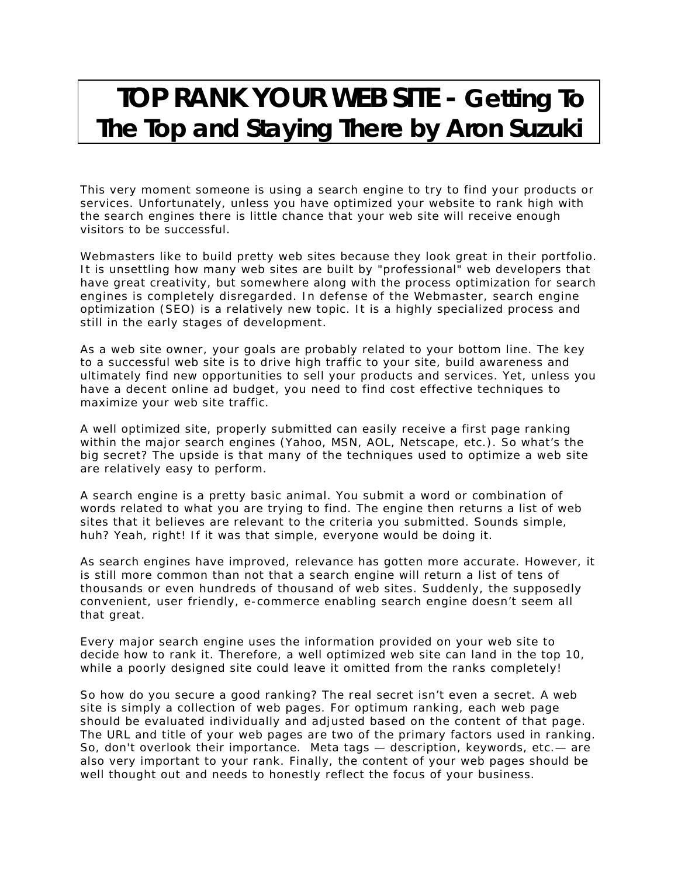# TOP RANK YOUR WEB SITE - Getting To The Top and Staying There by Aron Suzuki

This very moment someone is using a search engine to try to find your products or services. Unfortunately, unless you have optimized your website to rank high with the search engines there is little chance that your web site will receive enough visitors to be successful.

Webmasters like to build pretty web sites because they look great in their portfolio. It is unsettling how many web sites are built by "professional" web developers that have great creativity, but somewhere along with the process optimization for search engines is completely disregarded. In defense of the Webmaster, search engine optimization (SEO) is a relatively new topic. It is a highly specialized process and still in the early stages of development.

As a web site owner, your goals are probably related to your bottom line. The key to a successful web site is to drive high traffic to your site, build awareness and ultimately find new opportunities to sell your products and services. Yet, unless you have a decent online ad budget, you need to find cost effective techniques to maximize your web site traffic.

A well optimized site, properly submitted can easily receive a first page ranking within the major search engines (Yahoo, MSN, AOL, Netscape, etc.). So what's the big secret? The upside is that many of the techniques used to optimize a web site are relatively easy to perform.

A search engine is a pretty basic animal. You submit a word or combination of words related to what you are trying to find. The engine then returns a list of web sites that it believes are relevant to the criteria you submitted. Sounds simple, huh? Yeah, right! If it was that simple, everyone would be doing it.

As search engines have improved, relevance has gotten more accurate. However, it is still more common than not that a search engine will return a list of tens of thousands or even hundreds of thousand of web sites. Suddenly, the supposedly convenient, user friendly, e-commerce enabling search engine doesn't seem all that great.

Every major search engine uses the information provided on your web site to decide how to rank it. Therefore, a well optimized web site can land in the top 10, while a poorly designed site could leave it omitted from the ranks completely!

So how do you secure a good ranking? The real secret isn't even a secret. A web site is simply a collection of web pages. For optimum ranking, each web page should be evaluated individually and adjusted based on the content of that page. The URL and title of your web pages are two of the primary factors used in ranking. So, don't overlook their importance. Meta tags — description, keywords, etc.— are also very important to your rank. Finally, the content of your web pages should be well thought out and needs to honestly reflect the focus of your business.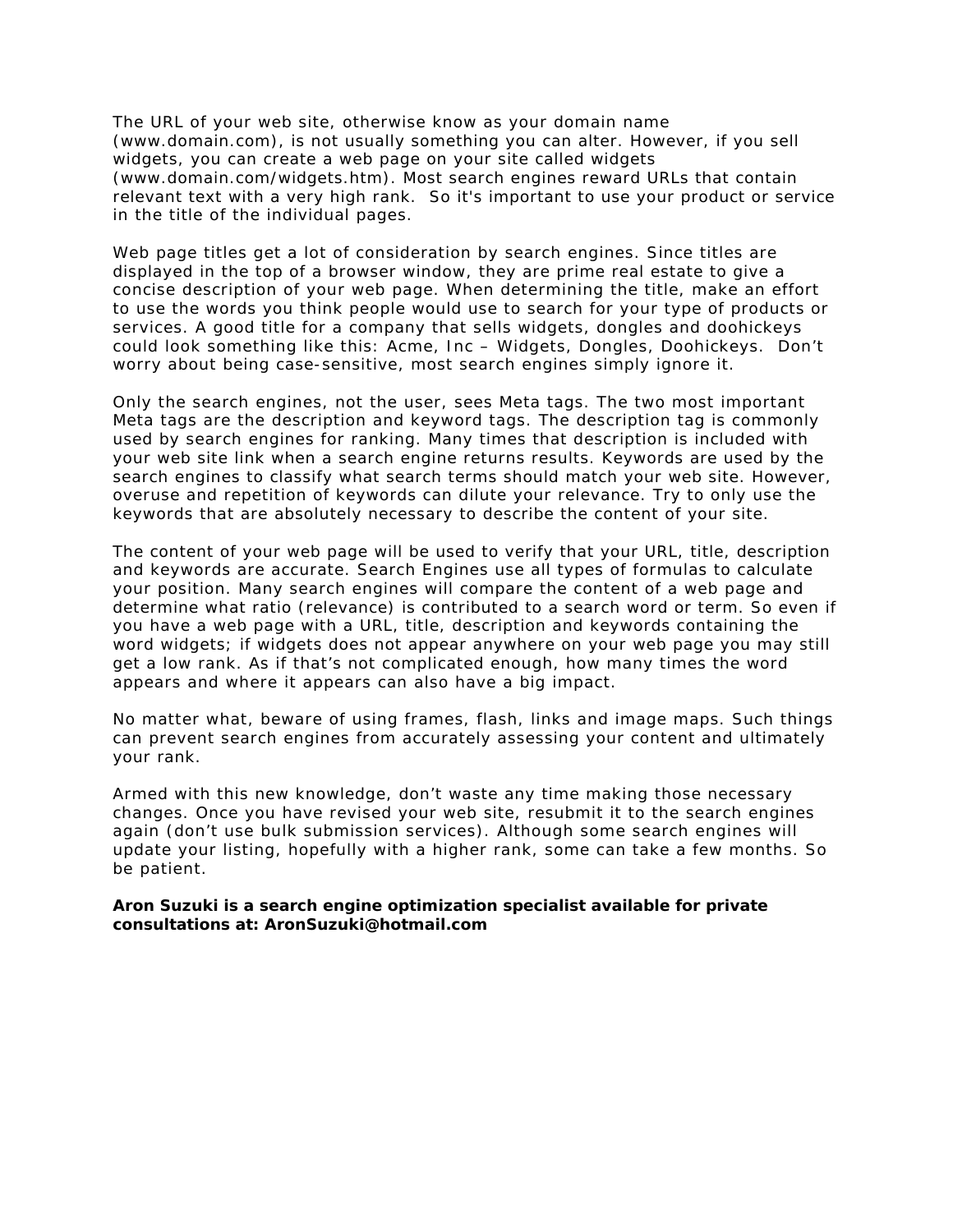The URL of your web site, otherwise know as your domain name (www.domain.com), is not usually something you can alter. However, if you sell widgets, you can create a web page on your site called widgets (www.domain.com/widgets.htm). Most search engines reward URLs that contain relevant text with a very high rank.  So it's important to use your product or service in the title of the individual pages.

Web page titles get a lot of consideration by search engines. Since titles are displayed in the top of a browser window, they are prime real estate to give a concise description of your web page. When determining the title, make an effort to use the words you think people would use to search for your type of products or services. A good title for a company that sells widgets, dongles and doohickeys could look something like this: Acme, Inc – Widgets, Dongles, Doohickeys.  Don't worry about being case-sensitive, most search engines simply ignore it.

Only the search engines, not the user, sees Meta tags. The two most important Meta tags are the description and keyword tags. The description tag is commonly used by search engines for ranking. Many times that description is included with your web site link when a search engine returns results. Keywords are used by the search engines to classify what search terms should match your web site. However, overuse and repetition of keywords can dilute your relevance. Try to only use the keywords that are absolutely necessary to describe the content of your site.

The content of your web page will be used to verify that your URL, title, description and keywords are accurate. Search Engines use all types of formulas to calculate your position. Many search engines will compare the content of a web page and determine what ratio (relevance) is contributed to a search word or term. So even if you have a web page with a URL, title, description and keywords containing the word widgets; if widgets does not appear anywhere on your web page you may still get a low rank. As if that's not complicated enough, how many times the word appears and where it appears can also have a big impact.

No matter what, beware of using frames, flash, links and image maps. Such things can prevent search engines from accurately assessing your content and ultimately your rank.

Armed with this new knowledge, don't waste any time making those necessary changes. Once you have revised your web site, resubmit it to the search engines again (don't use bulk submission services). Although some search engines will update your listing, hopefully with a higher rank, some can take a few months. So be patient.

**Aron Suzuki is a search engine optimization specialist available for private consultations at: AronSuzuki@hotmail.com**